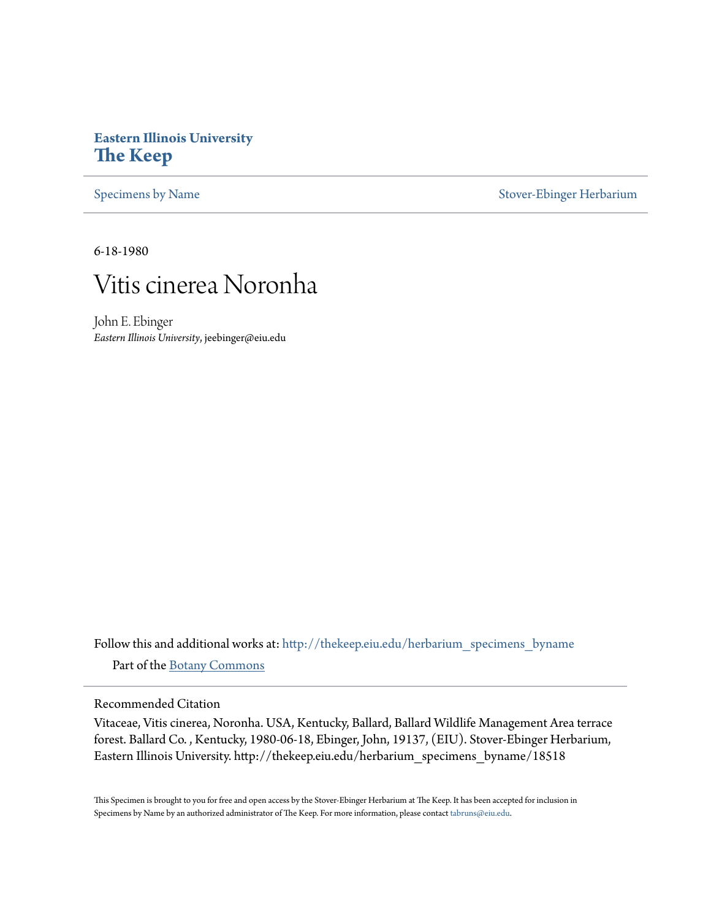**Eastern Illinois University**
# The Keep

Specimens by Name | Stover-Ebinger Herbarium

6-18-1980

## Vitis cinerea Noronha

John E. Ebinger
*Eastern Illinois University*, jeebinger@eiu.edu

Follow this and additional works at: http://thekeep.eiu.edu/herbarium_specimens_byname

Part of the Botany Commons

Recommended Citation

Vitaceae, Vitis cinerea, Noronha. USA, Kentucky, Ballard, Ballard Wildlife Management Area terrace forest. Ballard Co. , Kentucky, 1980-06-18, Ebinger, John, 19137, (EIU). Stover-Ebinger Herbarium, Eastern Illinois University. http://thekeep.eiu.edu/herbarium_specimens_byname/18518

This Specimen is brought to you for free and open access by the Stover-Ebinger Herbarium at The Keep. It has been accepted for inclusion in Specimens by Name by an authorized administrator of The Keep. For more information, please contact tabruns@eiu.edu.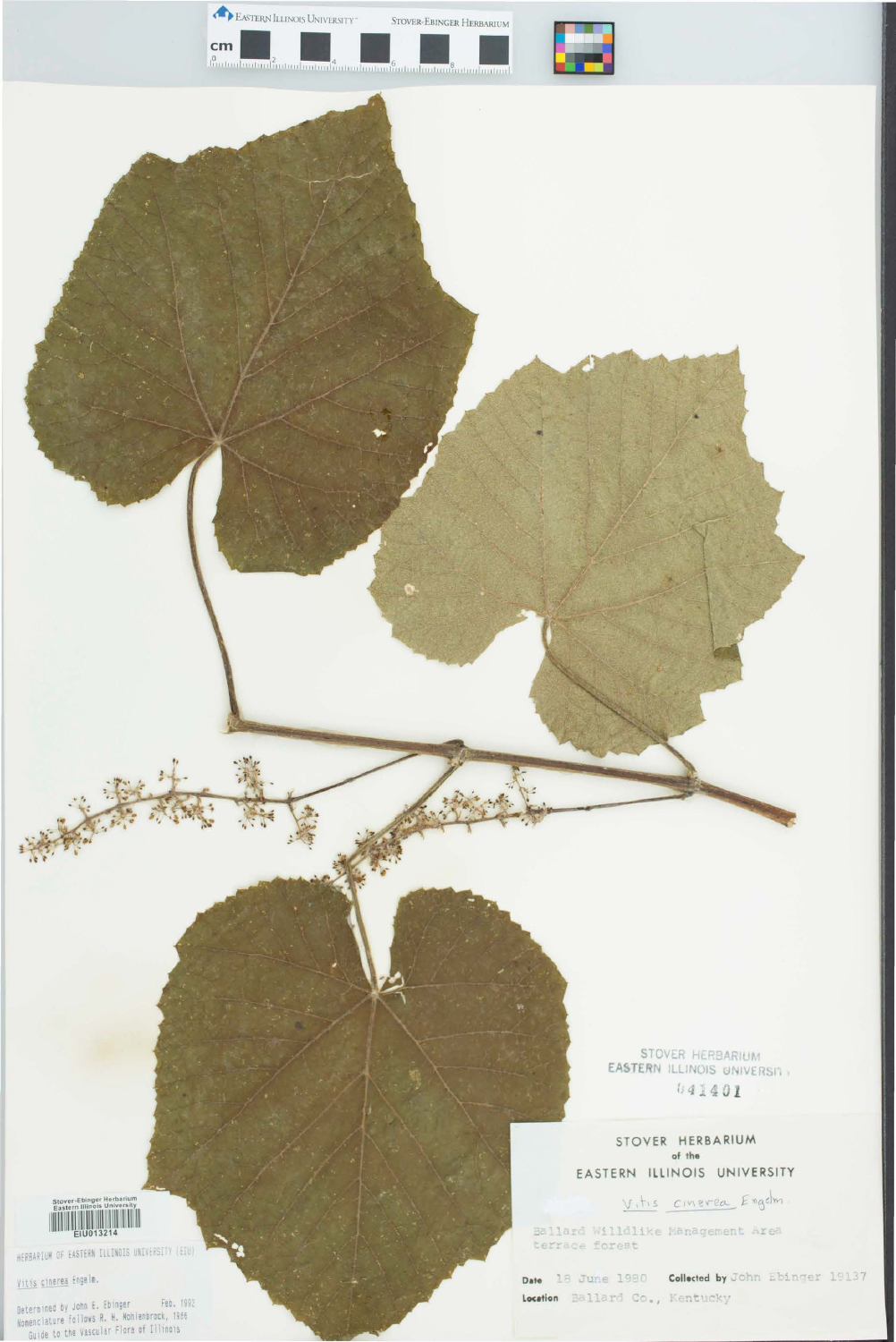EASTERN ILLINOIS UNIVERSITY STOVER-EBINGER HERBARIUM

cm

STOVER HERBARIUM
EASTERN ILLINOIS UNIVERSITY
041401

Stover-Ebinger Herbarium
Eastern Illinois University
EIU013214

HERBARIUM OF EASTERN ILLINOIS UNIVERSITY (EIU)

Vitis cinerea Engelm.

Determined by John E. Ebinger Feb. 1992
Nomenclature follows R. H. Mohlenbrock, 1986
Guide to the Vascular Flora of Illinois

STOVER HERBARIUM
of the
EASTERN ILLINOIS UNIVERSITY

*Vitis cinerea* Engelm.

Ballard Willdlike Management Area
terrace forest

**Date** 18 June 1980 **Collected by** John Ebinger 19137

**Location** Ballard Co., Kentucky